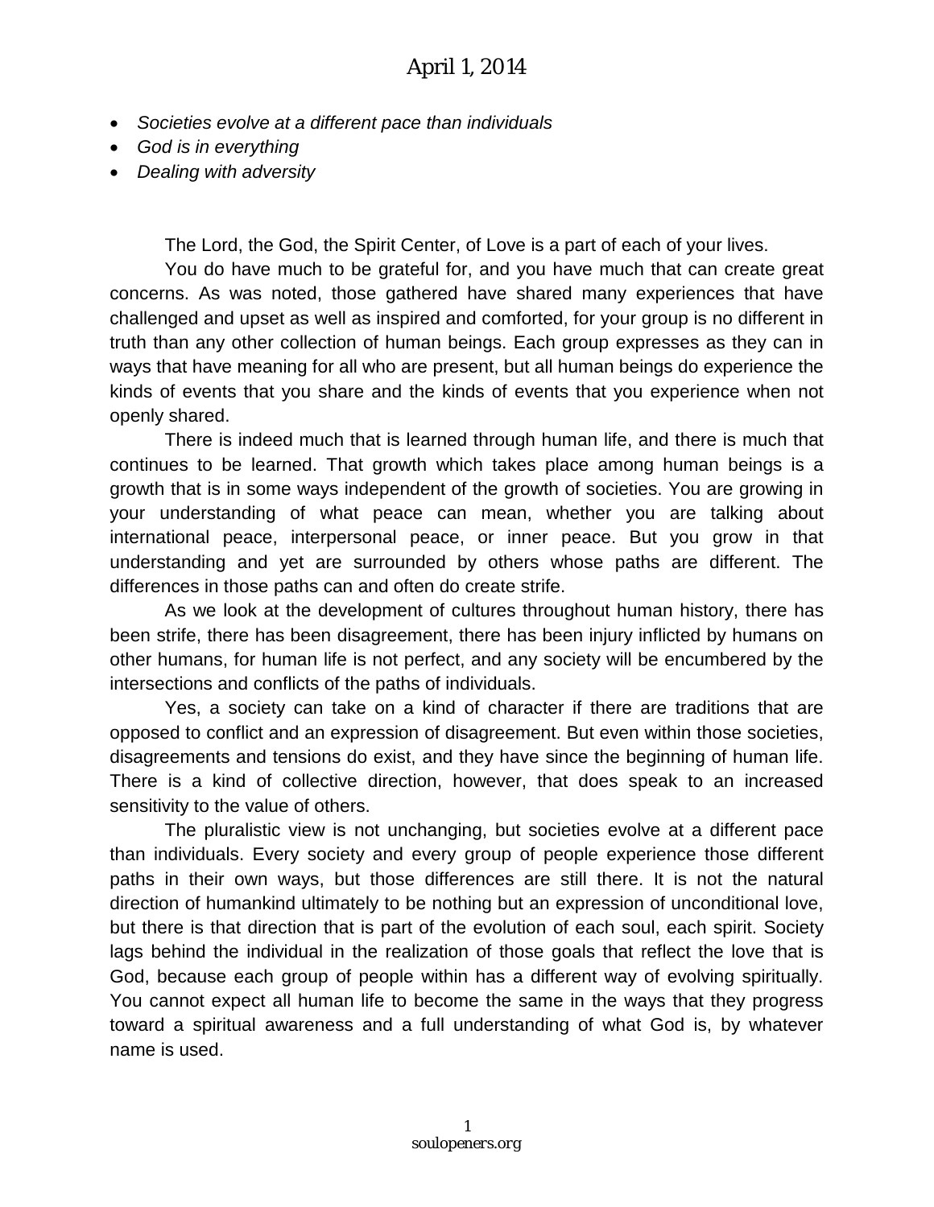# April 1, 2014

- *Societies evolve at a different pace than individuals*
- *God is in everything*
- *Dealing with adversity*

The Lord, the God, the Spirit Center, of Love is a part of each of your lives.

You do have much to be grateful for, and you have much that can create great concerns. As was noted, those gathered have shared many experiences that have challenged and upset as well as inspired and comforted, for your group is no different in truth than any other collection of human beings. Each group expresses as they can in ways that have meaning for all who are present, but all human beings do experience the kinds of events that you share and the kinds of events that you experience when not openly shared.

There is indeed much that is learned through human life, and there is much that continues to be learned. That growth which takes place among human beings is a growth that is in some ways independent of the growth of societies. You are growing in your understanding of what peace can mean, whether you are talking about international peace, interpersonal peace, or inner peace. But you grow in that understanding and yet are surrounded by others whose paths are different. The differences in those paths can and often do create strife.

As we look at the development of cultures throughout human history, there has been strife, there has been disagreement, there has been injury inflicted by humans on other humans, for human life is not perfect, and any society will be encumbered by the intersections and conflicts of the paths of individuals.

Yes, a society can take on a kind of character if there are traditions that are opposed to conflict and an expression of disagreement. But even within those societies, disagreements and tensions do exist, and they have since the beginning of human life. There is a kind of collective direction, however, that does speak to an increased sensitivity to the value of others.

The pluralistic view is not unchanging, but societies evolve at a different pace than individuals. Every society and every group of people experience those different paths in their own ways, but those differences are still there. It is not the natural direction of humankind ultimately to be nothing but an expression of unconditional love, but there is that direction that is part of the evolution of each soul, each spirit. Society lags behind the individual in the realization of those goals that reflect the love that is God, because each group of people within has a different way of evolving spiritually. You cannot expect all human life to become the same in the ways that they progress toward a spiritual awareness and a full understanding of what God is, by whatever name is used.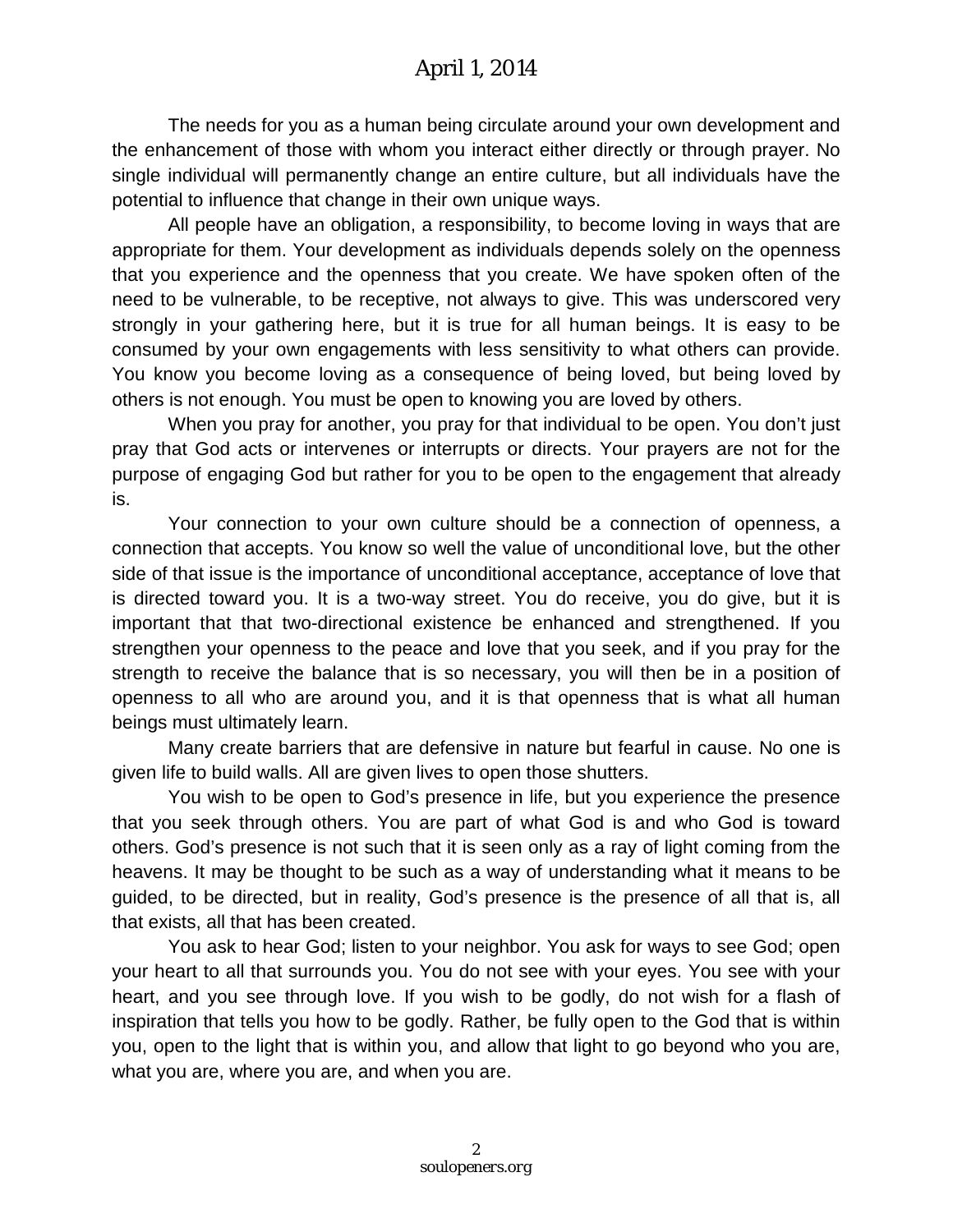The needs for you as a human being circulate around your own development and the enhancement of those with whom you interact either directly or through prayer. No single individual will permanently change an entire culture, but all individuals have the potential to influence that change in their own unique ways.

All people have an obligation, a responsibility, to become loving in ways that are appropriate for them. Your development as individuals depends solely on the openness that you experience and the openness that you create. We have spoken often of the need to be vulnerable, to be receptive, not always to give. This was underscored very strongly in your gathering here, but it is true for all human beings. It is easy to be consumed by your own engagements with less sensitivity to what others can provide. You know you become loving as a consequence of being loved, but being loved by others is not enough. You must be open to knowing you are loved by others.

When you pray for another, you pray for that individual to be open. You don't just pray that God acts or intervenes or interrupts or directs. Your prayers are not for the purpose of engaging God but rather for you to be open to the engagement that already is.

Your connection to your own culture should be a connection of openness, a connection that accepts. You know so well the value of unconditional love, but the other side of that issue is the importance of unconditional acceptance, acceptance of love that is directed toward you. It is a two-way street. You do receive, you do give, but it is important that that two-directional existence be enhanced and strengthened. If you strengthen your openness to the peace and love that you seek, and if you pray for the strength to receive the balance that is so necessary, you will then be in a position of openness to all who are around you, and it is that openness that is what all human beings must ultimately learn.

Many create barriers that are defensive in nature but fearful in cause. No one is given life to build walls. All are given lives to open those shutters.

You wish to be open to God's presence in life, but you experience the presence that you seek through others. You are part of what God is and who God is toward others. God's presence is not such that it is seen only as a ray of light coming from the heavens. It may be thought to be such as a way of understanding what it means to be guided, to be directed, but in reality, God's presence is the presence of all that is, all that exists, all that has been created.

You ask to hear God; listen to your neighbor. You ask for ways to see God; open your heart to all that surrounds you. You do not see with your eyes. You see with your heart, and you see through love. If you wish to be godly, do not wish for a flash of inspiration that tells you how to be godly. Rather, be fully open to the God that is within you, open to the light that is within you, and allow that light to go beyond who you are, what you are, where you are, and when you are.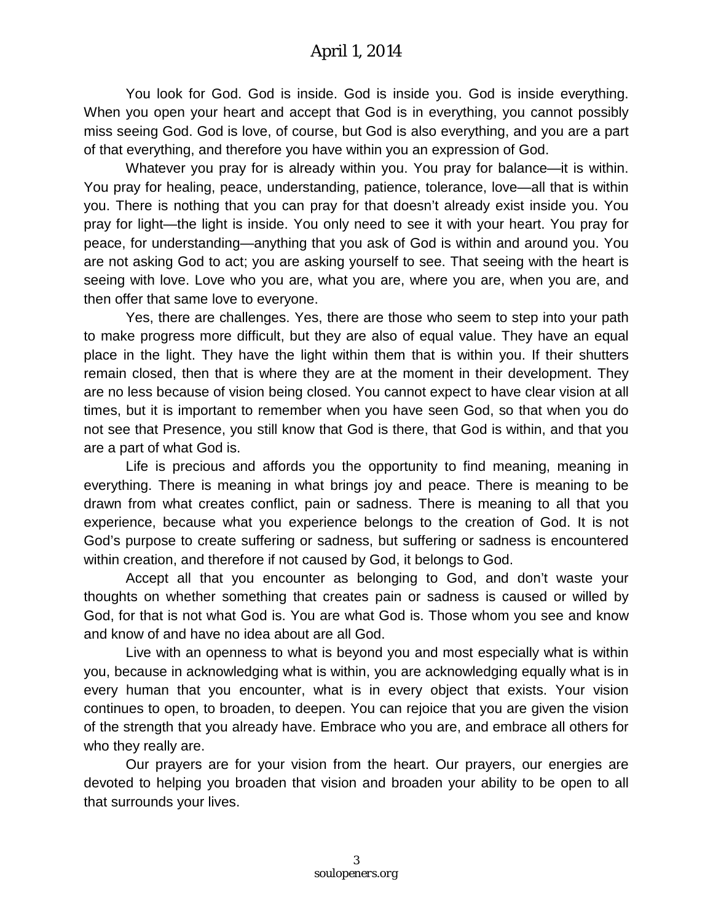## April 1, 2014

You look for God. God is inside. God is inside you. God is inside everything. When you open your heart and accept that God is in everything, you cannot possibly miss seeing God. God is love, of course, but God is also everything, and you are a part of that everything, and therefore you have within you an expression of God.

Whatever you pray for is already within you. You pray for balance—it is within. You pray for healing, peace, understanding, patience, tolerance, love—all that is within you. There is nothing that you can pray for that doesn't already exist inside you. You pray for light—the light is inside. You only need to see it with your heart. You pray for peace, for understanding—anything that you ask of God is within and around you. You are not asking God to act; you are asking yourself to see. That seeing with the heart is seeing with love. Love who you are, what you are, where you are, when you are, and then offer that same love to everyone.

Yes, there are challenges. Yes, there are those who seem to step into your path to make progress more difficult, but they are also of equal value. They have an equal place in the light. They have the light within them that is within you. If their shutters remain closed, then that is where they are at the moment in their development. They are no less because of vision being closed. You cannot expect to have clear vision at all times, but it is important to remember when you have seen God, so that when you do not see that Presence, you still know that God is there, that God is within, and that you are a part of what God is.

Life is precious and affords you the opportunity to find meaning, meaning in everything. There is meaning in what brings joy and peace. There is meaning to be drawn from what creates conflict, pain or sadness. There is meaning to all that you experience, because what you experience belongs to the creation of God. It is not God's purpose to create suffering or sadness, but suffering or sadness is encountered within creation, and therefore if not caused by God, it belongs to God.

Accept all that you encounter as belonging to God, and don't waste your thoughts on whether something that creates pain or sadness is caused or willed by God, for that is not what God is. You are what God is. Those whom you see and know and know of and have no idea about are all God.

Live with an openness to what is beyond you and most especially what is within you, because in acknowledging what is within, you are acknowledging equally what is in every human that you encounter, what is in every object that exists. Your vision continues to open, to broaden, to deepen. You can rejoice that you are given the vision of the strength that you already have. Embrace who you are, and embrace all others for who they really are.

Our prayers are for your vision from the heart. Our prayers, our energies are devoted to helping you broaden that vision and broaden your ability to be open to all that surrounds your lives.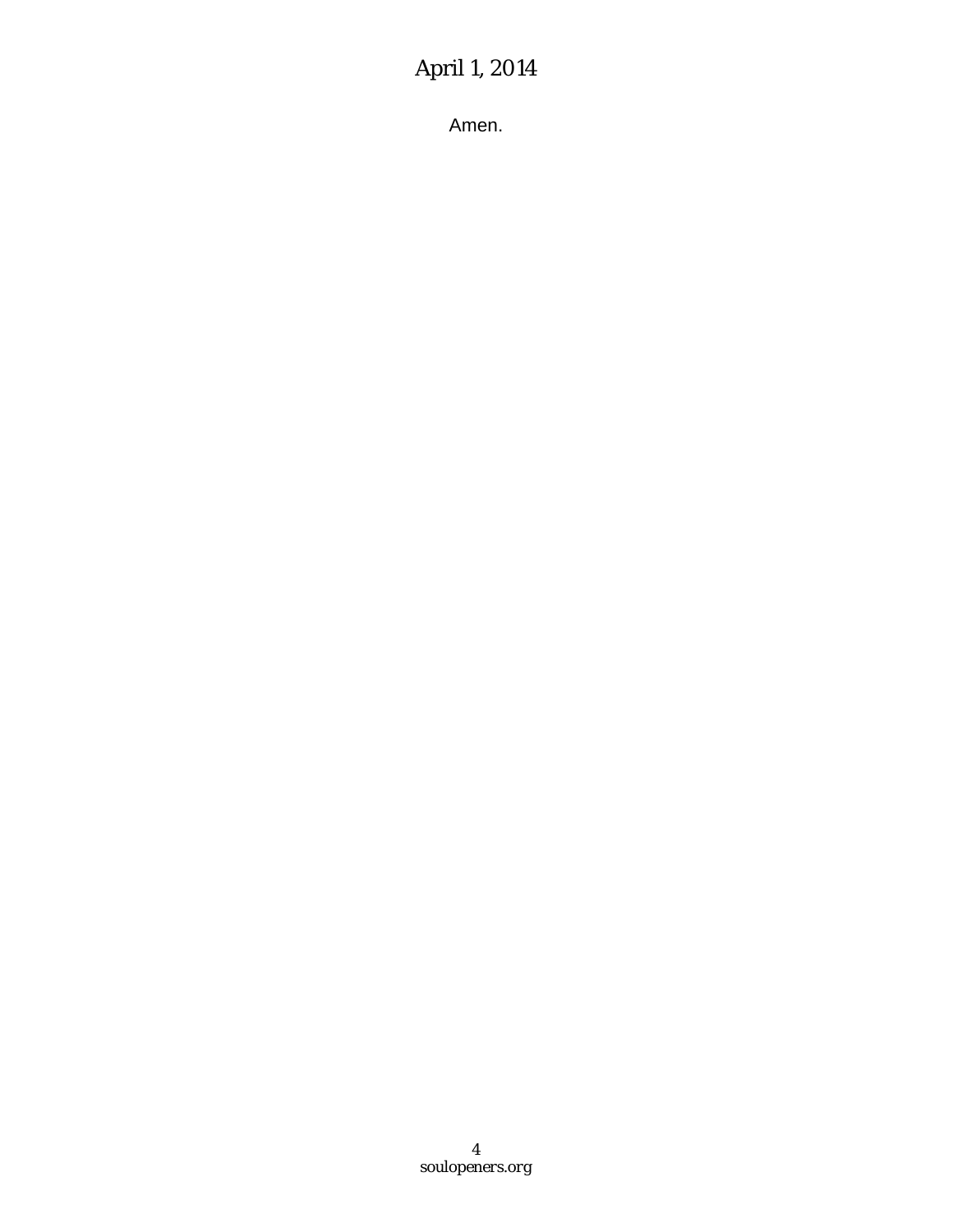Amen.